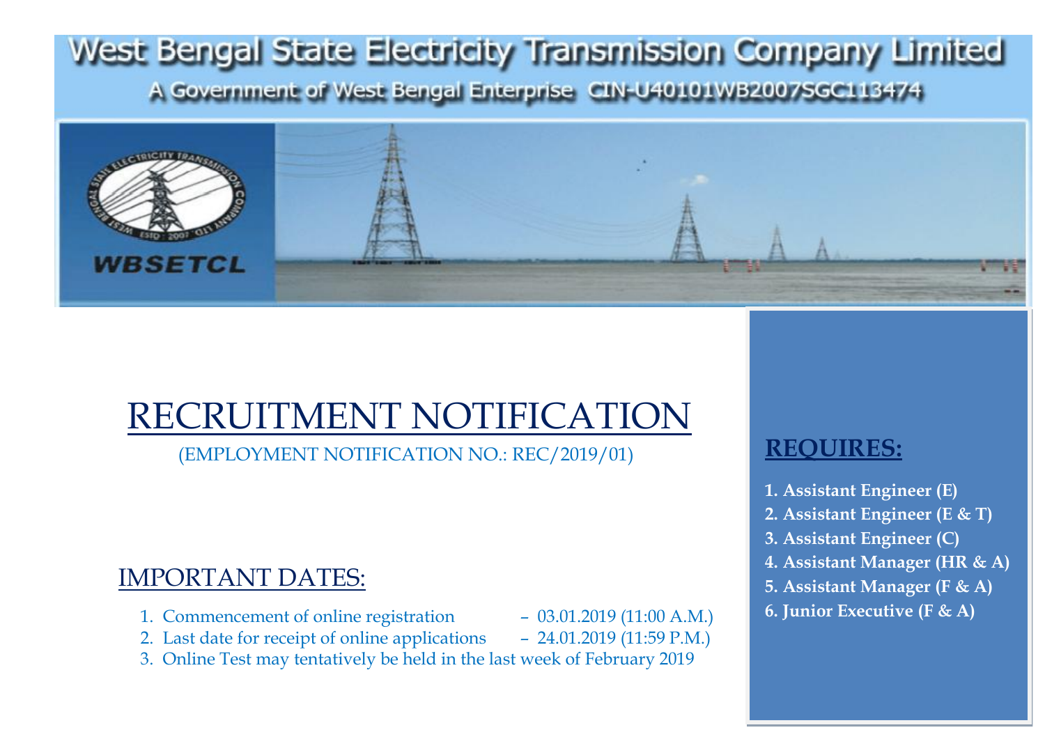# West Bengal State Electricity Transmission Company Limited

A Government of West Bengal Enterprise CIN-U40101WB2007SGC113474

WBSETCL

# RECRUITMENT NOTIFICATION

(EMPLOYMENT NOTIFICATION NO.: REC/2019/01)

## REQUIRES:

**1. Assistant Engineer (E)**
**2. Assistant Engineer (E & T)**
**3. Assistant Engineer (C)**
**4. Assistant Manager (HR & A)**
**5. Assistant Manager (F & A)**
**6. Junior Executive (F & A)**

## IMPORTANT DATES:

1. Commencement of online registration – 03.01.2019 (11:00 A.M.)
2. Last date for receipt of online applications – 24.01.2019 (11:59 P.M.)
3. Online Test may tentatively be held in the last week of February 2019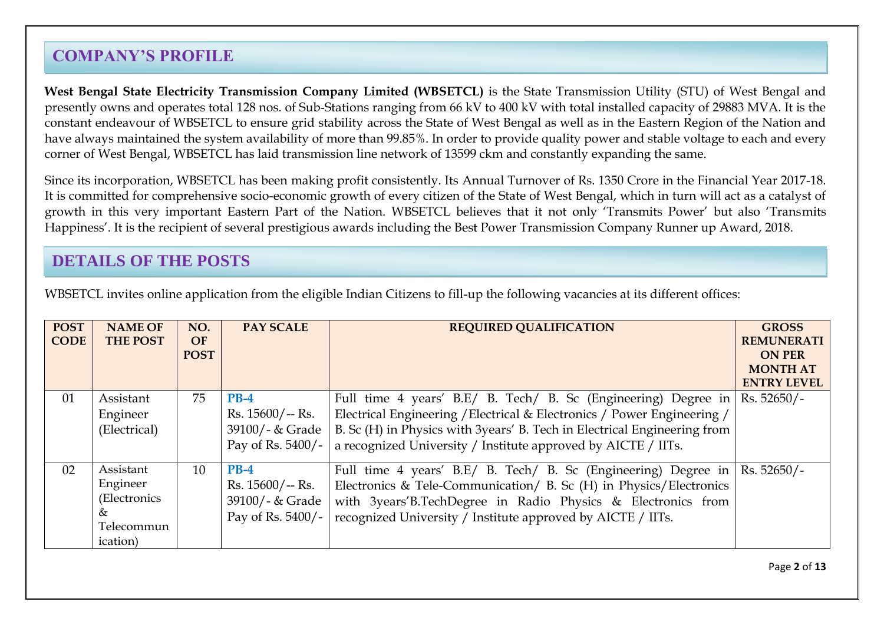## COMPANY'S PROFILE

**West Bengal State Electricity Transmission Company Limited (WBSETCL)** is the State Transmission Utility (STU) of West Bengal and presently owns and operates total 128 nos. of Sub-Stations ranging from 66 kV to 400 kV with total installed capacity of 29883 MVA. It is the constant endeavour of WBSETCL to ensure grid stability across the State of West Bengal as well as in the Eastern Region of the Nation and have always maintained the system availability of more than 99.85%. In order to provide quality power and stable voltage to each and every corner of West Bengal, WBSETCL has laid transmission line network of 13599 ckm and constantly expanding the same.

Since its incorporation, WBSETCL has been making profit consistently. Its Annual Turnover of Rs. 1350 Crore in the Financial Year 2017-18. It is committed for comprehensive socio-economic growth of every citizen of the State of West Bengal, which in turn will act as a catalyst of growth in this very important Eastern Part of the Nation. WBSETCL believes that it not only 'Transmits Power' but also 'Transmits Happiness'. It is the recipient of several prestigious awards including the Best Power Transmission Company Runner up Award, 2018.

## DETAILS OF THE POSTS

WBSETCL invites online application from the eligible Indian Citizens to fill-up the following vacancies at its different offices:

| POST CODE | NAME OF THE POST | NO. OF POST | PAY SCALE | REQUIRED QUALIFICATION | GROSS REMUNERATION PER MONTH AT ENTRY LEVEL |
|---|---|---|---|---|---|
| 01 | Assistant Engineer (Electrical) | 75 | **PB-4** Rs. 15600/-- Rs. 39100/- & Grade Pay of Rs. 5400/- | Full time 4 years' B.E/ B. Tech/ B. Sc (Engineering) Degree in Electrical Engineering /Electrical & Electronics / Power Engineering / B. Sc (H) in Physics with 3years' B. Tech in Electrical Engineering from a recognized University / Institute approved by AICTE / IITs. | Rs. 52650/- |
| 02 | Assistant Engineer (Electronics & Telecommunication) | 10 | **PB-4** Rs. 15600/-- Rs. 39100/- & Grade Pay of Rs. 5400/- | Full time 4 years' B.E/ B. Tech/ B. Sc (Engineering) Degree in Electronics & Tele-Communication/ B. Sc (H) in Physics/Electronics with 3years'B.TechDegree in Radio Physics & Electronics from recognized University / Institute approved by AICTE / IITs. | Rs. 52650/- |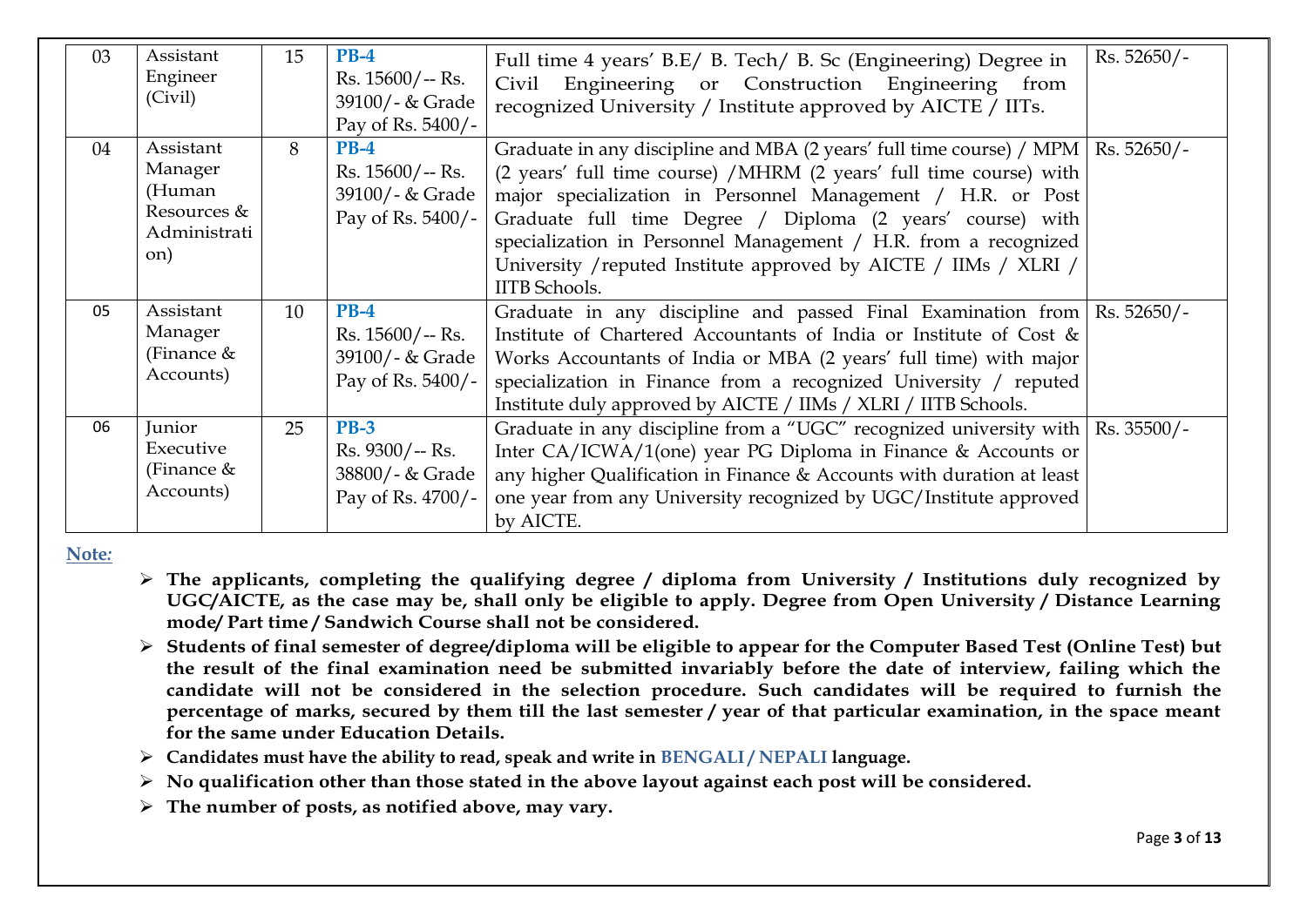| 03 | Assistant Engineer (Civil) | 15 | **PB-4** Rs. 15600/-- Rs. 39100/- & Grade Pay of Rs. 5400/- | Full time 4 years' B.E/ B. Tech/ B. Sc (Engineering) Degree in Civil Engineering or Construction Engineering from recognized University / Institute approved by AICTE / IITs. | Rs. 52650/- |
|---|---|---|---|---|---|
| 04 | Assistant Manager (Human Resources & Administration) | 8 | **PB-4** Rs. 15600/-- Rs. 39100/- & Grade Pay of Rs. 5400/- | Graduate in any discipline and MBA (2 years' full time course) / MPM (2 years' full time course) /MHRM (2 years' full time course) with major specialization in Personnel Management / H.R. or Post Graduate full time Degree / Diploma (2 years' course) with specialization in Personnel Management / H.R. from a recognized University /reputed Institute approved by AICTE / IIMs / XLRI / IITB Schools. | Rs. 52650/- |
| 05 | Assistant Manager (Finance & Accounts) | 10 | **PB-4** Rs. 15600/-- Rs. 39100/- & Grade Pay of Rs. 5400/- | Graduate in any discipline and passed Final Examination from Institute of Chartered Accountants of India or Institute of Cost & Works Accountants of India or MBA (2 years' full time) with major specialization in Finance from a recognized University / reputed Institute duly approved by AICTE / IIMs / XLRI / IITB Schools. | Rs. 52650/- |
| 06 | Junior Executive (Finance & Accounts) | 25 | **PB-3** Rs. 9300/-- Rs. 38800/- & Grade Pay of Rs. 4700/- | Graduate in any discipline from a "UGC" recognized university with Inter CA/ICWA/1(one) year PG Diploma in Finance & Accounts or any higher Qualification in Finance & Accounts with duration at least one year from any University recognized by UGC/Institute approved by AICTE. | Rs. 35500/- |

**Note:**

- **The applicants, completing the qualifying degree / diploma from University / Institutions duly recognized by UGC/AICTE, as the case may be, shall only be eligible to apply. Degree from Open University / Distance Learning mode/ Part time / Sandwich Course shall not be considered.**
- **Students of final semester of degree/diploma will be eligible to appear for the Computer Based Test (Online Test) but the result of the final examination need be submitted invariably before the date of interview, failing which the candidate will not be considered in the selection procedure. Such candidates will be required to furnish the percentage of marks, secured by them till the last semester / year of that particular examination, in the space meant for the same under Education Details.**
- **Candidates must have the ability to read, speak and write in BENGALI / NEPALI language.**
- **No qualification other than those stated in the above layout against each post will be considered.**
- **The number of posts, as notified above, may vary.**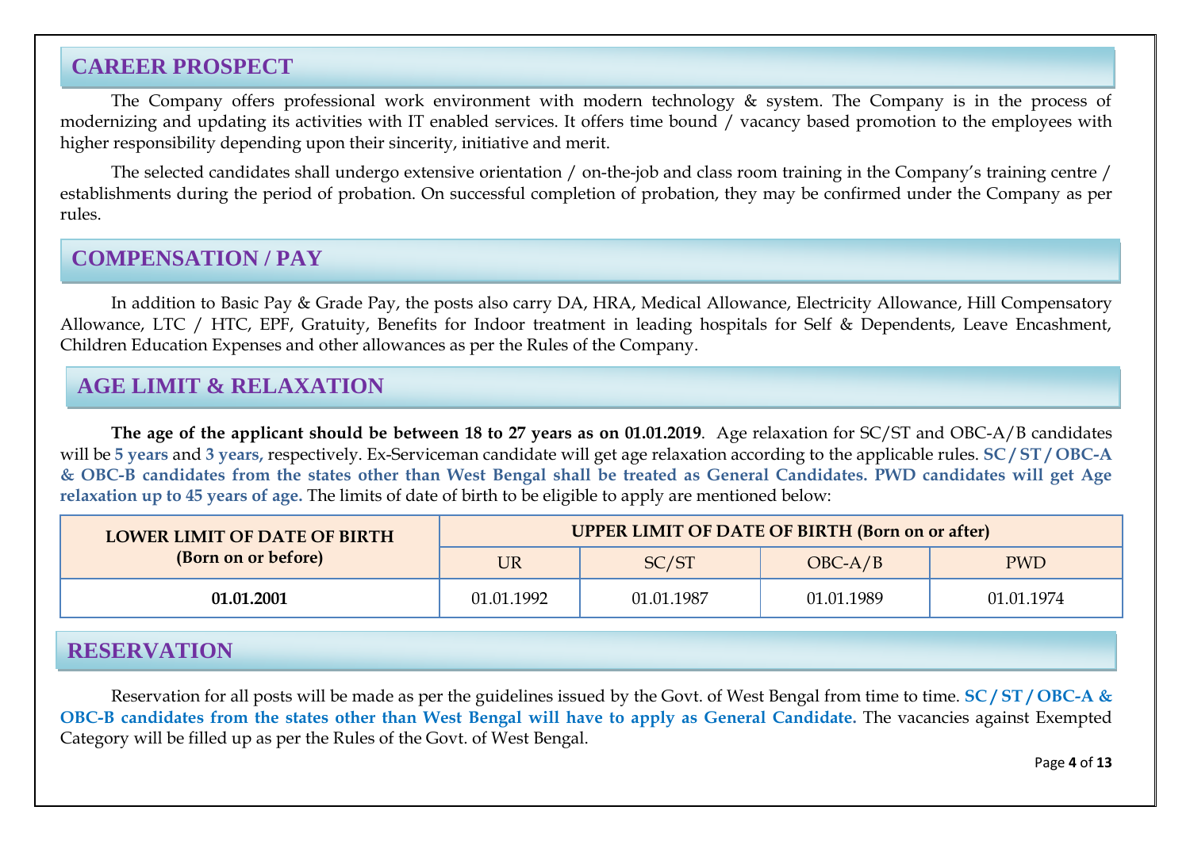## CAREER PROSPECT

The Company offers professional work environment with modern technology & system. The Company is in the process of modernizing and updating its activities with IT enabled services. It offers time bound / vacancy based promotion to the employees with higher responsibility depending upon their sincerity, initiative and merit.

The selected candidates shall undergo extensive orientation / on-the-job and class room training in the Company's training centre / establishments during the period of probation. On successful completion of probation, they may be confirmed under the Company as per rules.

## COMPENSATION / PAY

In addition to Basic Pay & Grade Pay, the posts also carry DA, HRA, Medical Allowance, Electricity Allowance, Hill Compensatory Allowance, LTC / HTC, EPF, Gratuity, Benefits for Indoor treatment in leading hospitals for Self & Dependents, Leave Encashment, Children Education Expenses and other allowances as per the Rules of the Company.

## AGE LIMIT & RELAXATION

**The age of the applicant should be between 18 to 27 years as on 01.01.2019**. Age relaxation for SC/ST and OBC-A/B candidates will be **5 years** and **3 years,** respectively. Ex-Serviceman candidate will get age relaxation according to the applicable rules. **SC / ST / OBC-A & OBC-B candidates from the states other than West Bengal shall be treated as General Candidates. PWD candidates will get Age relaxation up to 45 years of age.** The limits of date of birth to be eligible to apply are mentioned below:

| LOWER LIMIT OF DATE OF BIRTH (Born on or before) | UPPER LIMIT OF DATE OF BIRTH (Born on or after) | | | |
|---|---|---|---|---|
| | UR | SC/ST | OBC-A/B | PWD |
| **01.01.2001** | 01.01.1992 | 01.01.1987 | 01.01.1989 | 01.01.1974 |

## RESERVATION

Reservation for all posts will be made as per the guidelines issued by the Govt. of West Bengal from time to time. **SC / ST / OBC-A & OBC-B candidates from the states other than West Bengal will have to apply as General Candidate.** The vacancies against Exempted Category will be filled up as per the Rules of the Govt. of West Bengal.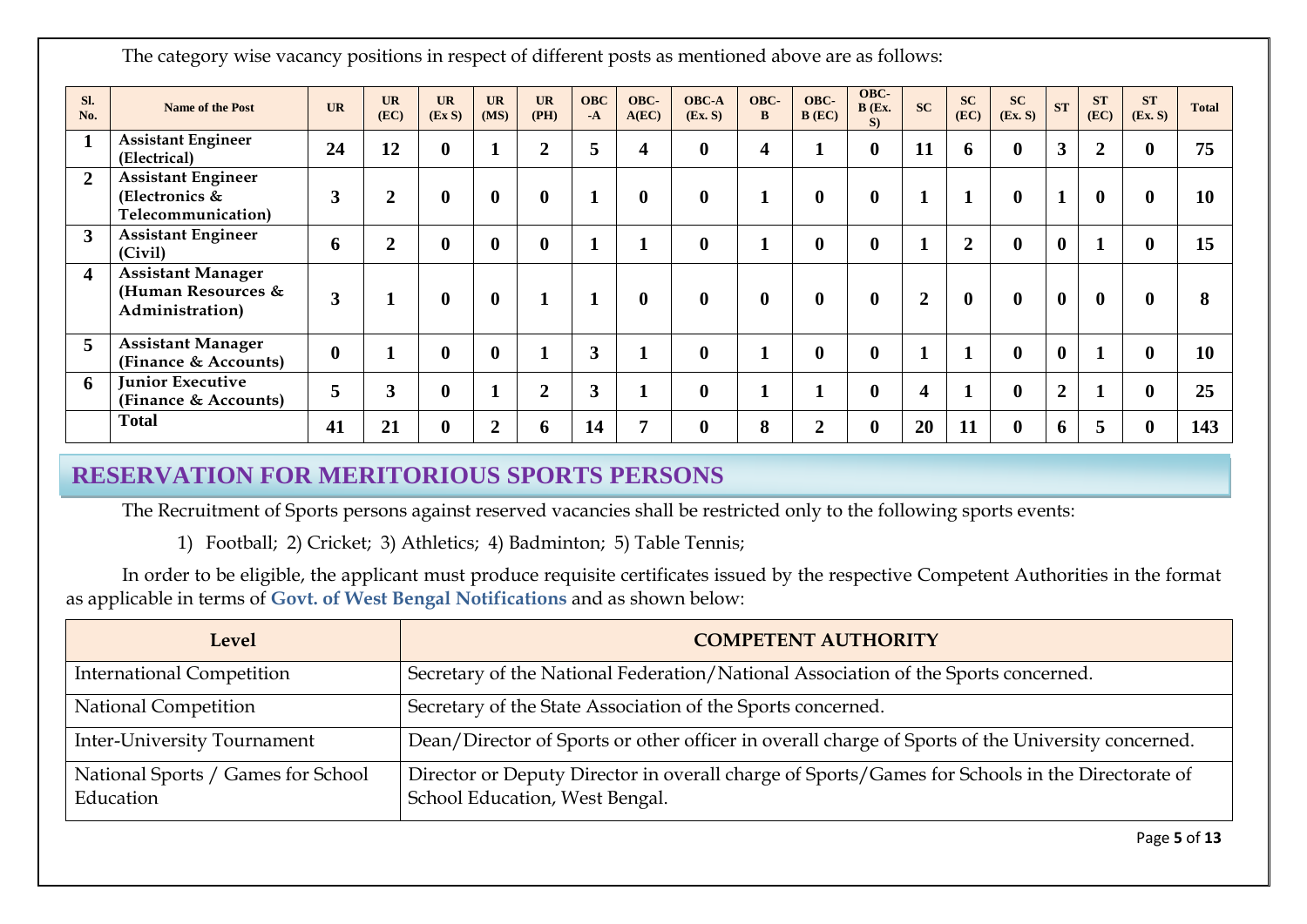The category wise vacancy positions in respect of different posts as mentioned above are as follows:

| Sl. No. | Name of the Post | UR | UR (EC) | UR (Ex S) | UR (MS) | UR (PH) | OBC -A | OBC-A(EC) | OBC-A (Ex. S) | OBC-B | OBC-B (EC) | OBC-B (Ex. S) | SC | SC (EC) | SC (Ex. S) | ST | ST (EC) | ST (Ex. S) | Total |
|---|---|---|---|---|---|---|---|---|---|---|---|---|---|---|---|---|---|---|---|
| 1 | **Assistant Engineer (Electrical)** | 24 | 12 | 0 | 1 | 2 | 5 | 4 | 0 | 4 | 1 | 0 | 11 | 6 | 0 | 3 | 2 | 0 | 75 |
| 2 | **Assistant Engineer (Electronics & Telecommunication)** | 3 | 2 | 0 | 0 | 0 | 1 | 0 | 0 | 1 | 0 | 0 | 1 | 1 | 0 | 1 | 0 | 0 | 10 |
| 3 | **Assistant Engineer (Civil)** | 6 | 2 | 0 | 0 | 0 | 1 | 1 | 0 | 1 | 0 | 0 | 1 | 2 | 0 | 0 | 1 | 0 | 15 |
| 4 | **Assistant Manager (Human Resources & Administration)** | 3 | 1 | 0 | 0 | 1 | 1 | 0 | 0 | 0 | 0 | 0 | 2 | 0 | 0 | 0 | 0 | 0 | 8 |
| 5 | **Assistant Manager (Finance & Accounts)** | 0 | 1 | 0 | 0 | 1 | 3 | 1 | 0 | 1 | 0 | 0 | 1 | 1 | 0 | 0 | 1 | 0 | 10 |
| 6 | **Junior Executive (Finance & Accounts)** | 5 | 3 | 0 | 1 | 2 | 3 | 1 | 0 | 1 | 1 | 0 | 4 | 1 | 0 | 2 | 1 | 0 | 25 |
| | **Total** | 41 | 21 | 0 | 2 | 6 | 14 | 7 | 0 | 8 | 2 | 0 | 20 | 11 | 0 | 6 | 5 | 0 | 143 |

## RESERVATION FOR MERITORIOUS SPORTS PERSONS

The Recruitment of Sports persons against reserved vacancies shall be restricted only to the following sports events:

1) Football; 2) Cricket; 3) Athletics; 4) Badminton; 5) Table Tennis;

In order to be eligible, the applicant must produce requisite certificates issued by the respective Competent Authorities in the format as applicable in terms of **Govt. of West Bengal Notifications** and as shown below:

| Level | COMPETENT AUTHORITY |
|---|---|
| International Competition | Secretary of the National Federation/National Association of the Sports concerned. |
| National Competition | Secretary of the State Association of the Sports concerned. |
| Inter-University Tournament | Dean/Director of Sports or other officer in overall charge of Sports of the University concerned. |
| National Sports / Games for School Education | Director or Deputy Director in overall charge of Sports/Games for Schools in the Directorate of School Education, West Bengal. |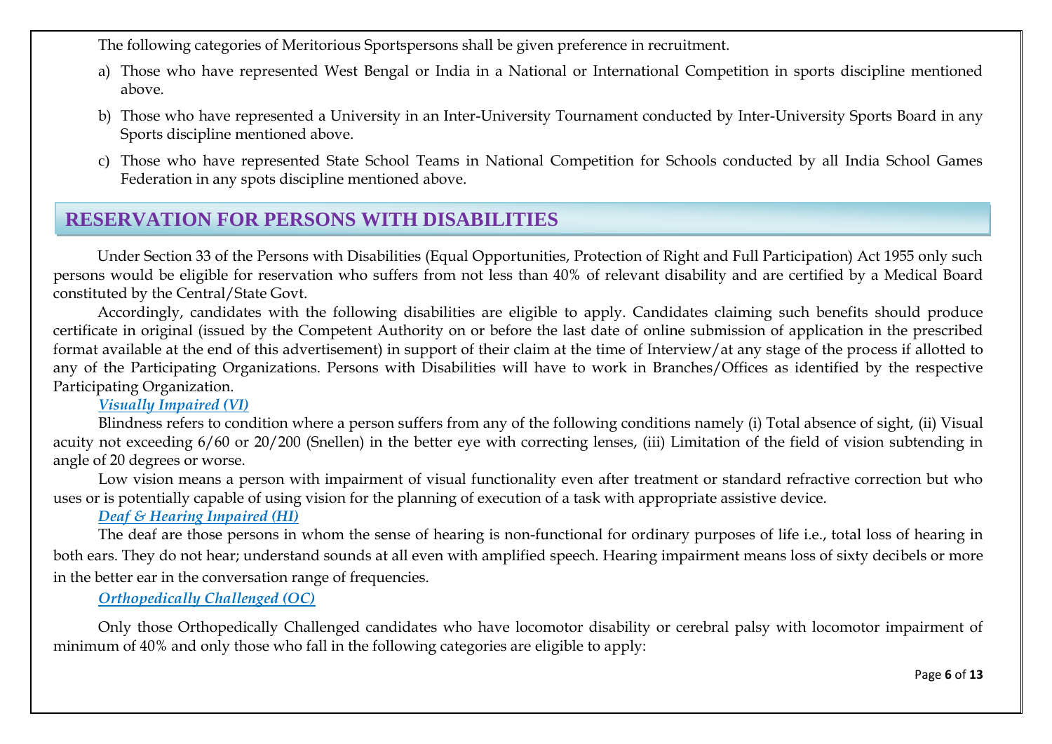The following categories of Meritorious Sportspersons shall be given preference in recruitment.

a) Those who have represented West Bengal or India in a National or International Competition in sports discipline mentioned above.

b) Those who have represented a University in an Inter-University Tournament conducted by Inter-University Sports Board in any Sports discipline mentioned above.

c) Those who have represented State School Teams in National Competition for Schools conducted by all India School Games Federation in any spots discipline mentioned above.

## RESERVATION FOR PERSONS WITH DISABILITIES

Under Section 33 of the Persons with Disabilities (Equal Opportunities, Protection of Right and Full Participation) Act 1955 only such persons would be eligible for reservation who suffers from not less than 40% of relevant disability and are certified by a Medical Board constituted by the Central/State Govt.

Accordingly, candidates with the following disabilities are eligible to apply. Candidates claiming such benefits should produce certificate in original (issued by the Competent Authority on or before the last date of online submission of application in the prescribed format available at the end of this advertisement) in support of their claim at the time of Interview/at any stage of the process if allotted to any of the Participating Organizations. Persons with Disabilities will have to work in Branches/Offices as identified by the respective Participating Organization.

***Visually Impaired (VI)***

Blindness refers to condition where a person suffers from any of the following conditions namely (i) Total absence of sight, (ii) Visual acuity not exceeding 6/60 or 20/200 (Snellen) in the better eye with correcting lenses, (iii) Limitation of the field of vision subtending in angle of 20 degrees or worse.

Low vision means a person with impairment of visual functionality even after treatment or standard refractive correction but who uses or is potentially capable of using vision for the planning of execution of a task with appropriate assistive device.

***Deaf & Hearing Impaired (HI)***

The deaf are those persons in whom the sense of hearing is non-functional for ordinary purposes of life i.e., total loss of hearing in both ears. They do not hear; understand sounds at all even with amplified speech. Hearing impairment means loss of sixty decibels or more in the better ear in the conversation range of frequencies.

***Orthopedically Challenged (OC)***

Only those Orthopedically Challenged candidates who have locomotor disability or cerebral palsy with locomotor impairment of minimum of 40% and only those who fall in the following categories are eligible to apply: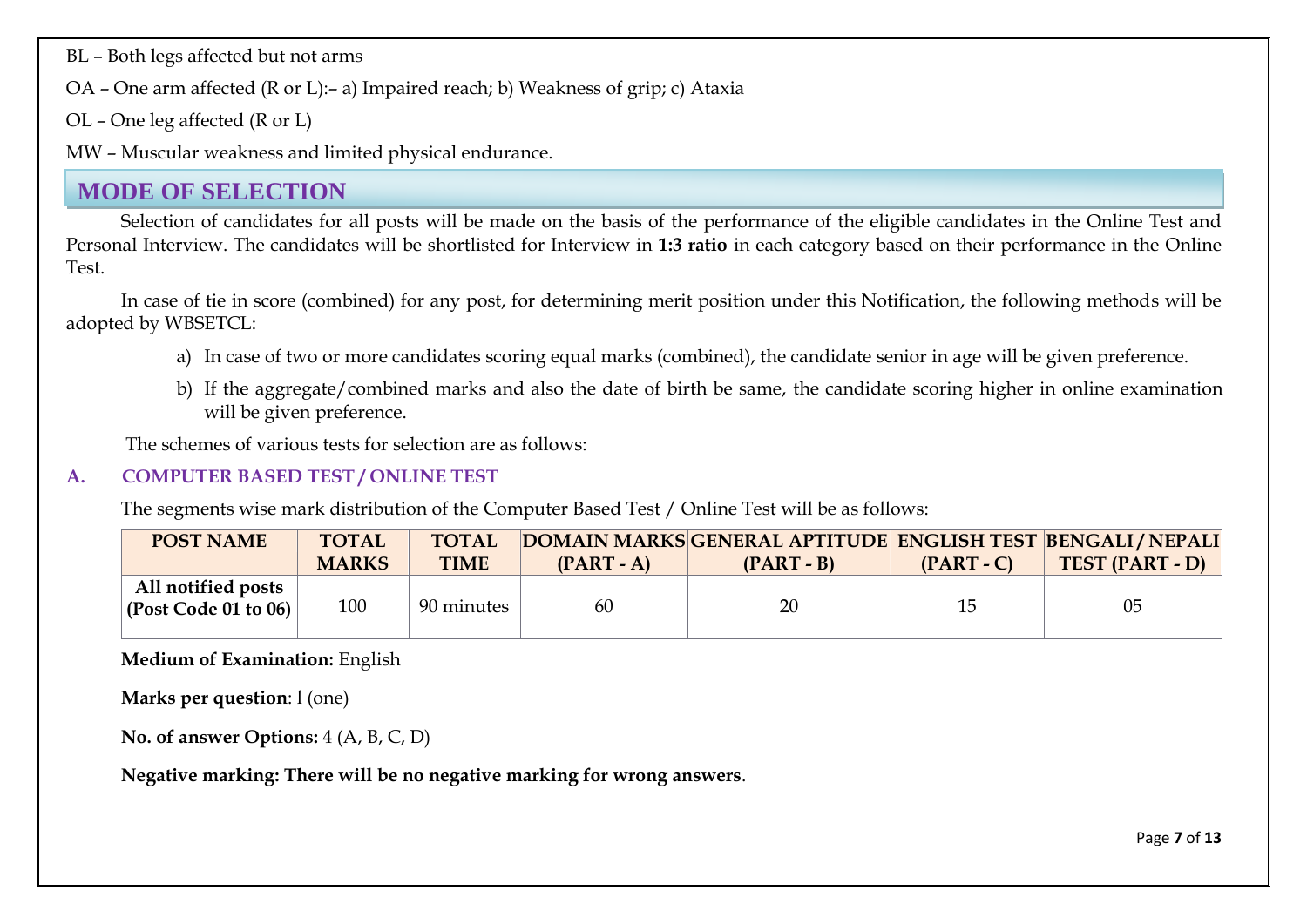BL – Both legs affected but not arms

OA – One arm affected (R or L):– a) Impaired reach; b) Weakness of grip; c) Ataxia

OL – One leg affected (R or L)

MW – Muscular weakness and limited physical endurance.

## MODE OF SELECTION

Selection of candidates for all posts will be made on the basis of the performance of the eligible candidates in the Online Test and Personal Interview. The candidates will be shortlisted for Interview in **1:3 ratio** in each category based on their performance in the Online Test.

In case of tie in score (combined) for any post, for determining merit position under this Notification, the following methods will be adopted by WBSETCL:

a) In case of two or more candidates scoring equal marks (combined), the candidate senior in age will be given preference.

b) If the aggregate/combined marks and also the date of birth be same, the candidate scoring higher in online examination will be given preference.

The schemes of various tests for selection are as follows:

### A. COMPUTER BASED TEST / ONLINE TEST

The segments wise mark distribution of the Computer Based Test / Online Test will be as follows:

| POST NAME | TOTAL MARKS | TOTAL TIME | DOMAIN MARKS (PART - A) | GENERAL APTITUDE (PART - B) | ENGLISH TEST (PART - C) | BENGALI / NEPALI TEST (PART - D) |
|---|---|---|---|---|---|---|
| **All notified posts (Post Code 01 to 06)** | 100 | 90 minutes | 60 | 20 | 15 | 05 |

**Medium of Examination:** English

**Marks per question**: l (one)

**No. of answer Options:** 4 (A, B, C, D)

**Negative marking: There will be no negative marking for wrong answers**.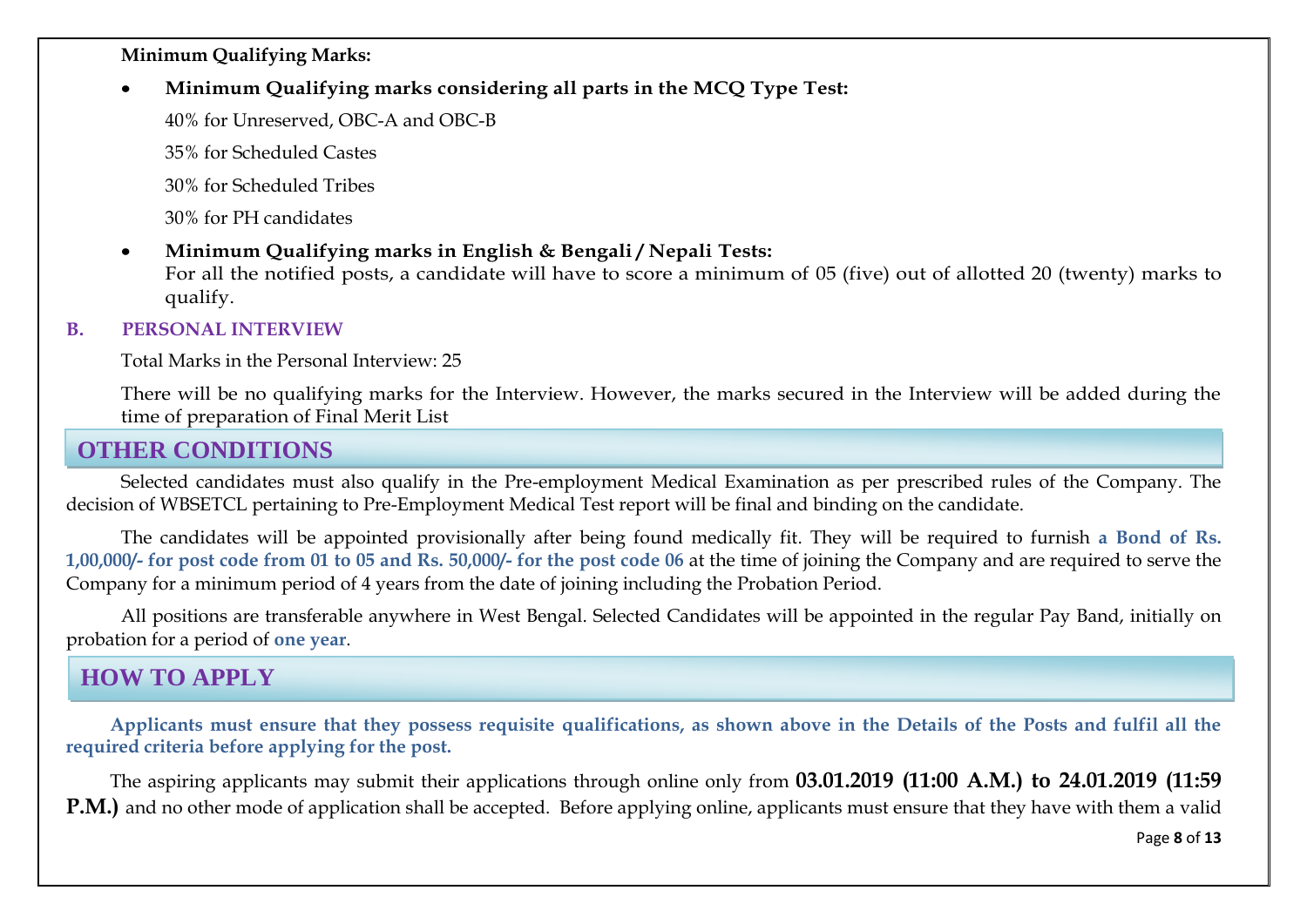**Minimum Qualifying Marks:**

- **Minimum Qualifying marks considering all parts in the MCQ Type Test:**

  40% for Unreserved, OBC-A and OBC-B

  35% for Scheduled Castes

  30% for Scheduled Tribes

  30% for PH candidates

- **Minimum Qualifying marks in English & Bengali / Nepali Tests:**
  For all the notified posts, a candidate will have to score a minimum of 05 (five) out of allotted 20 (twenty) marks to qualify.

**B. PERSONAL INTERVIEW**

Total Marks in the Personal Interview: 25

There will be no qualifying marks for the Interview. However, the marks secured in the Interview will be added during the time of preparation of Final Merit List

## OTHER CONDITIONS

Selected candidates must also qualify in the Pre-employment Medical Examination as per prescribed rules of the Company. The decision of WBSETCL pertaining to Pre-Employment Medical Test report will be final and binding on the candidate.

The candidates will be appointed provisionally after being found medically fit. They will be required to furnish **a Bond of Rs. 1,00,000/- for post code from 01 to 05 and Rs. 50,000/- for the post code 06** at the time of joining the Company and are required to serve the Company for a minimum period of 4 years from the date of joining including the Probation Period.

All positions are transferable anywhere in West Bengal. Selected Candidates will be appointed in the regular Pay Band, initially on probation for a period of **one year**.

## HOW TO APPLY

**Applicants must ensure that they possess requisite qualifications, as shown above in the Details of the Posts and fulfil all the required criteria before applying for the post.**

The aspiring applicants may submit their applications through online only from **03.01.2019 (11:00 A.M.) to 24.01.2019 (11:59 P.M.)** and no other mode of application shall be accepted. Before applying online, applicants must ensure that they have with them a valid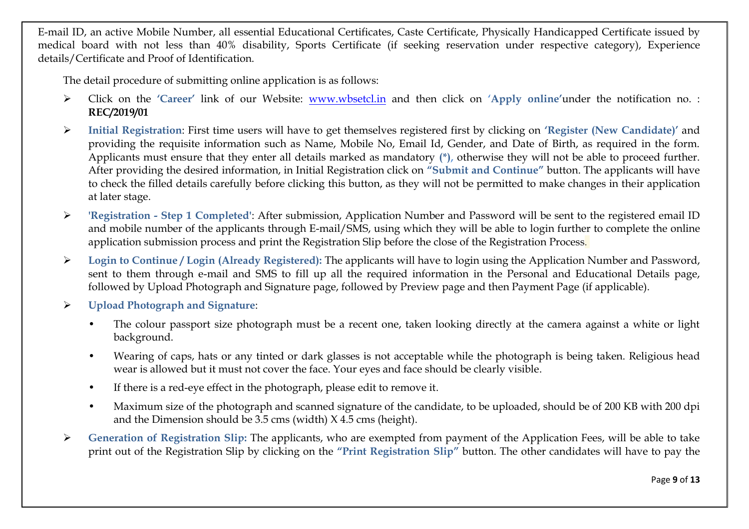E-mail ID, an active Mobile Number, all essential Educational Certificates, Caste Certificate, Physically Handicapped Certificate issued by medical board with not less than 40% disability, Sports Certificate (if seeking reservation under respective category), Experience details/Certificate and Proof of Identification.

The detail procedure of submitting online application is as follows:

- Click on the **'Career'** link of our Website: www.wbsetcl.in and then click on **'Apply online'**under the notification no. : **REC/2019/01**
- **Initial Registration**: First time users will have to get themselves registered first by clicking on **'Register (New Candidate)'** and providing the requisite information such as Name, Mobile No, Email Id, Gender, and Date of Birth, as required in the form. Applicants must ensure that they enter all details marked as mandatory **(*)**, otherwise they will not be able to proceed further. After providing the desired information, in Initial Registration click on **"Submit and Continue"** button. The applicants will have to check the filled details carefully before clicking this button, as they will not be permitted to make changes in their application at later stage.
- **'Registration - Step 1 Completed'**: After submission, Application Number and Password will be sent to the registered email ID and mobile number of the applicants through E-mail/SMS, using which they will be able to login further to complete the online application submission process and print the Registration Slip before the close of the Registration Process.
- **Login to Continue / Login (Already Registered):** The applicants will have to login using the Application Number and Password, sent to them through e-mail and SMS to fill up all the required information in the Personal and Educational Details page, followed by Upload Photograph and Signature page, followed by Preview page and then Payment Page (if applicable).
- **Upload Photograph and Signature**:
  - The colour passport size photograph must be a recent one, taken looking directly at the camera against a white or light background.
  - Wearing of caps, hats or any tinted or dark glasses is not acceptable while the photograph is being taken. Religious head wear is allowed but it must not cover the face. Your eyes and face should be clearly visible.
  - If there is a red-eye effect in the photograph, please edit to remove it.
  - Maximum size of the photograph and scanned signature of the candidate, to be uploaded, should be of 200 KB with 200 dpi and the Dimension should be 3.5 cms (width) X 4.5 cms (height).
- **Generation of Registration Slip:** The applicants, who are exempted from payment of the Application Fees, will be able to take print out of the Registration Slip by clicking on the **"Print Registration Slip"** button. The other candidates will have to pay the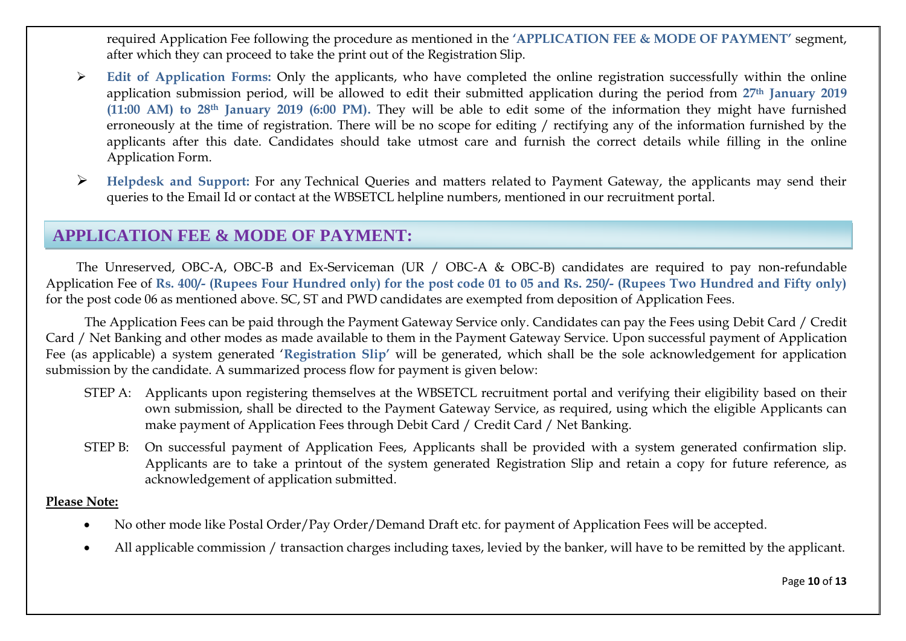required Application Fee following the procedure as mentioned in the **'APPLICATION FEE & MODE OF PAYMENT'** segment, after which they can proceed to take the print out of the Registration Slip.

- **Edit of Application Forms:** Only the applicants, who have completed the online registration successfully within the online application submission period, will be allowed to edit their submitted application during the period from **27th January 2019 (11:00 AM) to 28th January 2019 (6:00 PM).** They will be able to edit some of the information they might have furnished erroneously at the time of registration. There will be no scope for editing / rectifying any of the information furnished by the applicants after this date. Candidates should take utmost care and furnish the correct details while filling in the online Application Form.
- **Helpdesk and Support:** For any Technical Queries and matters related to Payment Gateway, the applicants may send their queries to the Email Id or contact at the WBSETCL helpline numbers, mentioned in our recruitment portal.

## APPLICATION FEE & MODE OF PAYMENT:

The Unreserved, OBC-A, OBC-B and Ex-Serviceman (UR / OBC-A & OBC-B) candidates are required to pay non-refundable Application Fee of **Rs. 400/- (Rupees Four Hundred only) for the post code 01 to 05 and Rs. 250/- (Rupees Two Hundred and Fifty only)** for the post code 06 as mentioned above. SC, ST and PWD candidates are exempted from deposition of Application Fees.

The Application Fees can be paid through the Payment Gateway Service only. Candidates can pay the Fees using Debit Card / Credit Card / Net Banking and other modes as made available to them in the Payment Gateway Service. Upon successful payment of Application Fee (as applicable) a system generated '**Registration Slip**' will be generated, which shall be the sole acknowledgement for application submission by the candidate. A summarized process flow for payment is given below:

STEP A: Applicants upon registering themselves at the WBSETCL recruitment portal and verifying their eligibility based on their own submission, shall be directed to the Payment Gateway Service, as required, using which the eligible Applicants can make payment of Application Fees through Debit Card / Credit Card / Net Banking.

STEP B: On successful payment of Application Fees, Applicants shall be provided with a system generated confirmation slip. Applicants are to take a printout of the system generated Registration Slip and retain a copy for future reference, as acknowledgement of application submitted.

**Please Note:**

- No other mode like Postal Order/Pay Order/Demand Draft etc. for payment of Application Fees will be accepted.
- All applicable commission / transaction charges including taxes, levied by the banker, will have to be remitted by the applicant.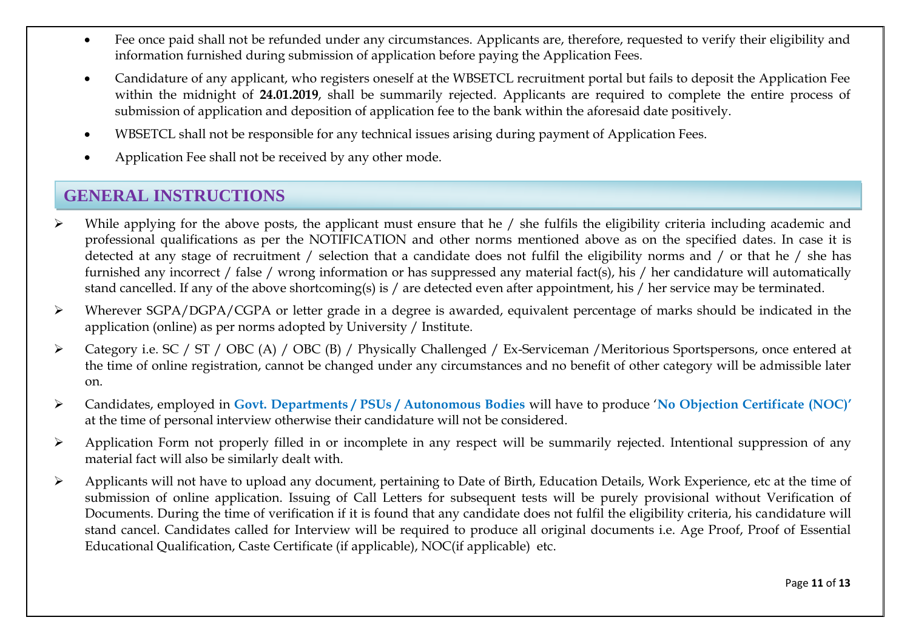- Fee once paid shall not be refunded under any circumstances. Applicants are, therefore, requested to verify their eligibility and information furnished during submission of application before paying the Application Fees.
- Candidature of any applicant, who registers oneself at the WBSETCL recruitment portal but fails to deposit the Application Fee within the midnight of **24.01.2019**, shall be summarily rejected. Applicants are required to complete the entire process of submission of application and deposition of application fee to the bank within the aforesaid date positively.
- WBSETCL shall not be responsible for any technical issues arising during payment of Application Fees.
- Application Fee shall not be received by any other mode.

## GENERAL INSTRUCTIONS

- While applying for the above posts, the applicant must ensure that he / she fulfils the eligibility criteria including academic and professional qualifications as per the NOTIFICATION and other norms mentioned above as on the specified dates. In case it is detected at any stage of recruitment / selection that a candidate does not fulfil the eligibility norms and / or that he / she has furnished any incorrect / false / wrong information or has suppressed any material fact(s), his / her candidature will automatically stand cancelled. If any of the above shortcoming(s) is / are detected even after appointment, his / her service may be terminated.
- Wherever SGPA/DGPA/CGPA or letter grade in a degree is awarded, equivalent percentage of marks should be indicated in the application (online) as per norms adopted by University / Institute.
- Category i.e. SC / ST / OBC (A) / OBC (B) / Physically Challenged / Ex-Serviceman /Meritorious Sportspersons, once entered at the time of online registration, cannot be changed under any circumstances and no benefit of other category will be admissible later on.
- Candidates, employed in **Govt. Departments / PSUs / Autonomous Bodies** will have to produce '**No Objection Certificate (NOC)'** at the time of personal interview otherwise their candidature will not be considered.
- Application Form not properly filled in or incomplete in any respect will be summarily rejected. Intentional suppression of any material fact will also be similarly dealt with.
- Applicants will not have to upload any document, pertaining to Date of Birth, Education Details, Work Experience, etc at the time of submission of online application. Issuing of Call Letters for subsequent tests will be purely provisional without Verification of Documents. During the time of verification if it is found that any candidate does not fulfil the eligibility criteria, his candidature will stand cancel. Candidates called for Interview will be required to produce all original documents i.e. Age Proof, Proof of Essential Educational Qualification, Caste Certificate (if applicable), NOC(if applicable) etc.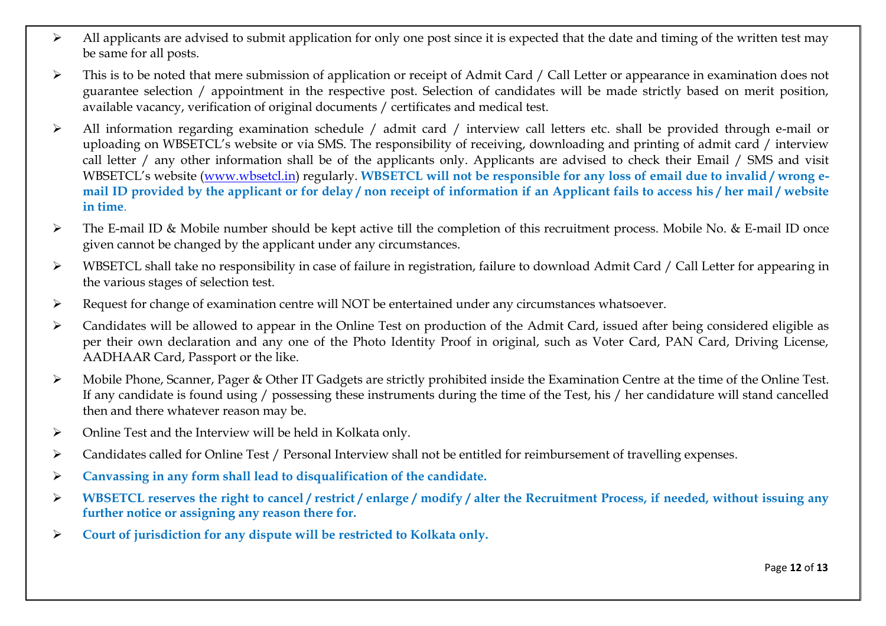- All applicants are advised to submit application for only one post since it is expected that the date and timing of the written test may be same for all posts.
- This is to be noted that mere submission of application or receipt of Admit Card / Call Letter or appearance in examination does not guarantee selection / appointment in the respective post. Selection of candidates will be made strictly based on merit position, available vacancy, verification of original documents / certificates and medical test.
- All information regarding examination schedule / admit card / interview call letters etc. shall be provided through e-mail or uploading on WBSETCL's website or via SMS. The responsibility of receiving, downloading and printing of admit card / interview call letter / any other information shall be of the applicants only. Applicants are advised to check their Email / SMS and visit WBSETCL's website (www.wbsetcl.in) regularly. **WBSETCL will not be responsible for any loss of email due to invalid / wrong e-mail ID provided by the applicant or for delay / non receipt of information if an Applicant fails to access his / her mail / website in time**.
- The E-mail ID & Mobile number should be kept active till the completion of this recruitment process. Mobile No. & E-mail ID once given cannot be changed by the applicant under any circumstances.
- WBSETCL shall take no responsibility in case of failure in registration, failure to download Admit Card / Call Letter for appearing in the various stages of selection test.
- Request for change of examination centre will NOT be entertained under any circumstances whatsoever.
- Candidates will be allowed to appear in the Online Test on production of the Admit Card, issued after being considered eligible as per their own declaration and any one of the Photo Identity Proof in original, such as Voter Card, PAN Card, Driving License, AADHAAR Card, Passport or the like.
- Mobile Phone, Scanner, Pager & Other IT Gadgets are strictly prohibited inside the Examination Centre at the time of the Online Test. If any candidate is found using / possessing these instruments during the time of the Test, his / her candidature will stand cancelled then and there whatever reason may be.
- Online Test and the Interview will be held in Kolkata only.
- Candidates called for Online Test / Personal Interview shall not be entitled for reimbursement of travelling expenses.
- **Canvassing in any form shall lead to disqualification of the candidate.**
- **WBSETCL reserves the right to cancel / restrict / enlarge / modify / alter the Recruitment Process, if needed, without issuing any further notice or assigning any reason there for.**
- **Court of jurisdiction for any dispute will be restricted to Kolkata only.**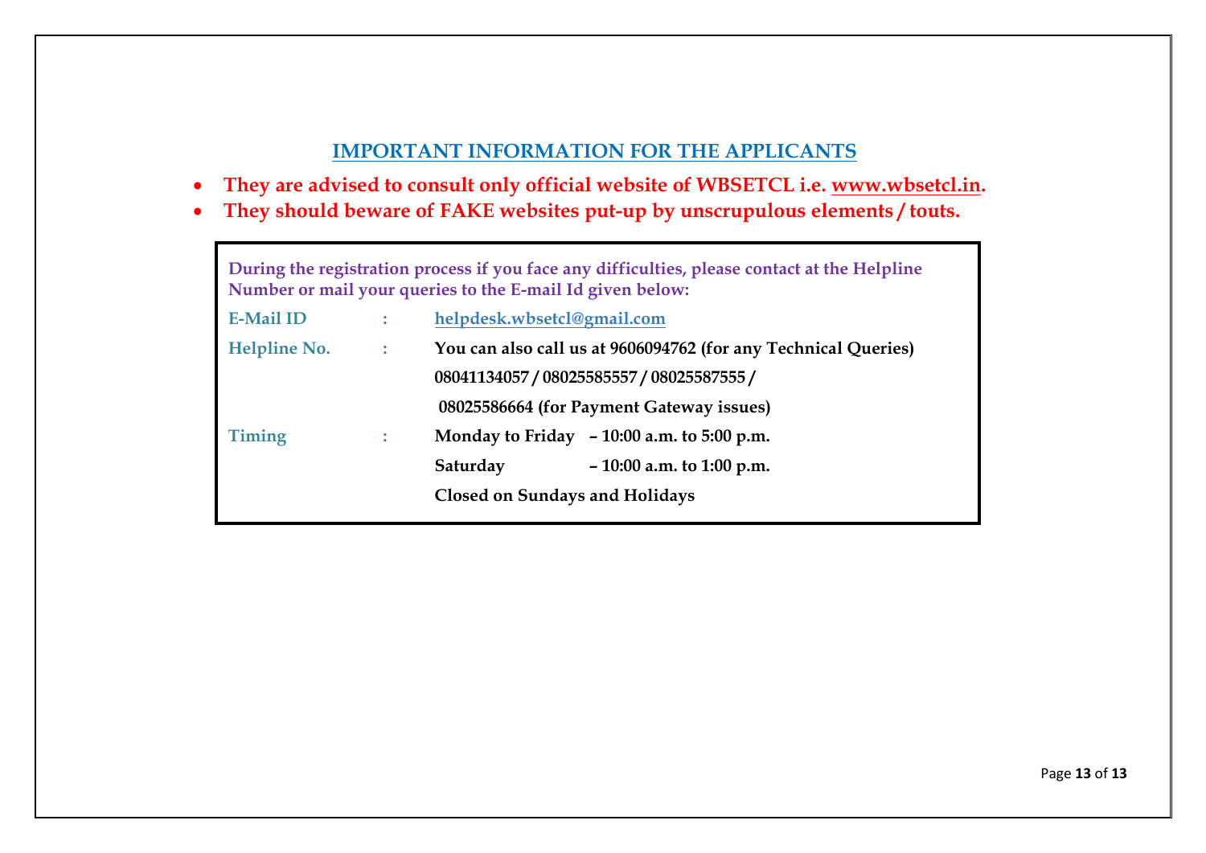## IMPORTANT INFORMATION FOR THE APPLICANTS

- **They are advised to consult only official website of WBSETCL i.e. www.wbsetcl.in.**
- **They should beware of FAKE websites put-up by unscrupulous elements / touts.**

**During the registration process if you face any difficulties, please contact at the Helpline Number or mail your queries to the E-mail Id given below:**

| | | |
|---|---|---|
| **E-Mail ID** | : | **helpdesk.wbsetcl@gmail.com** |
| **Helpline No.** | : | **You can also call us at 9606094762 (for any Technical Queries)** |
| | | **08041134057 / 08025585557 / 08025587555 /** |
| | | **08025586664 (for Payment Gateway issues)** |
| **Timing** | : | **Monday to Friday – 10:00 a.m. to 5:00 p.m.** |
| | | **Saturday – 10:00 a.m. to 1:00 p.m.** |
| | | **Closed on Sundays and Holidays** |